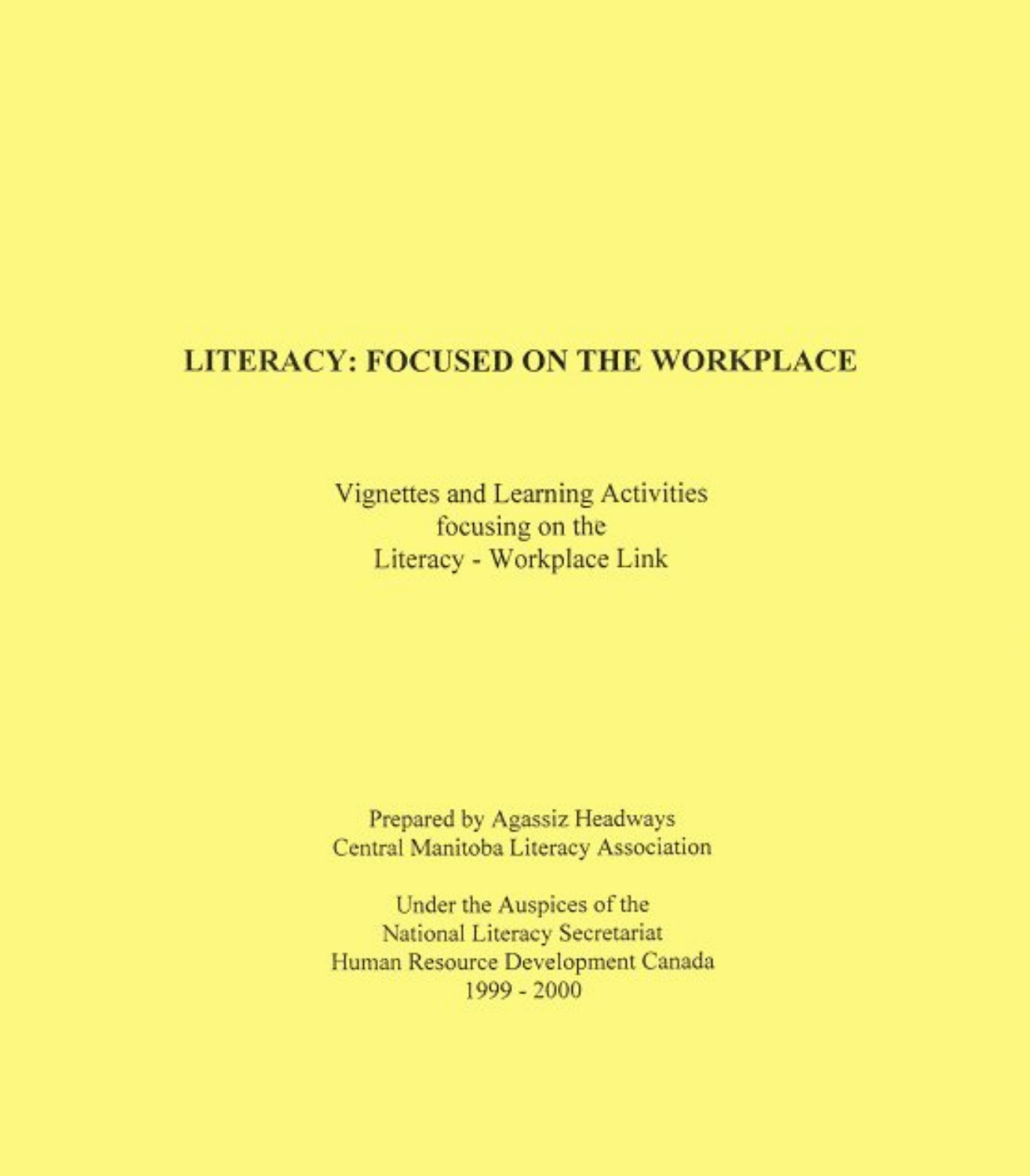# LITERACY: FOCUSED ON THE WORKPLACE

Vignettes and Learning Activities
focusing on the
Literacy - Workplace Link

Prepared by Agassiz Headways
Central Manitoba Literacy Association

Under the Auspices of the
National Literacy Secretariat
Human Resource Development Canada
1999 - 2000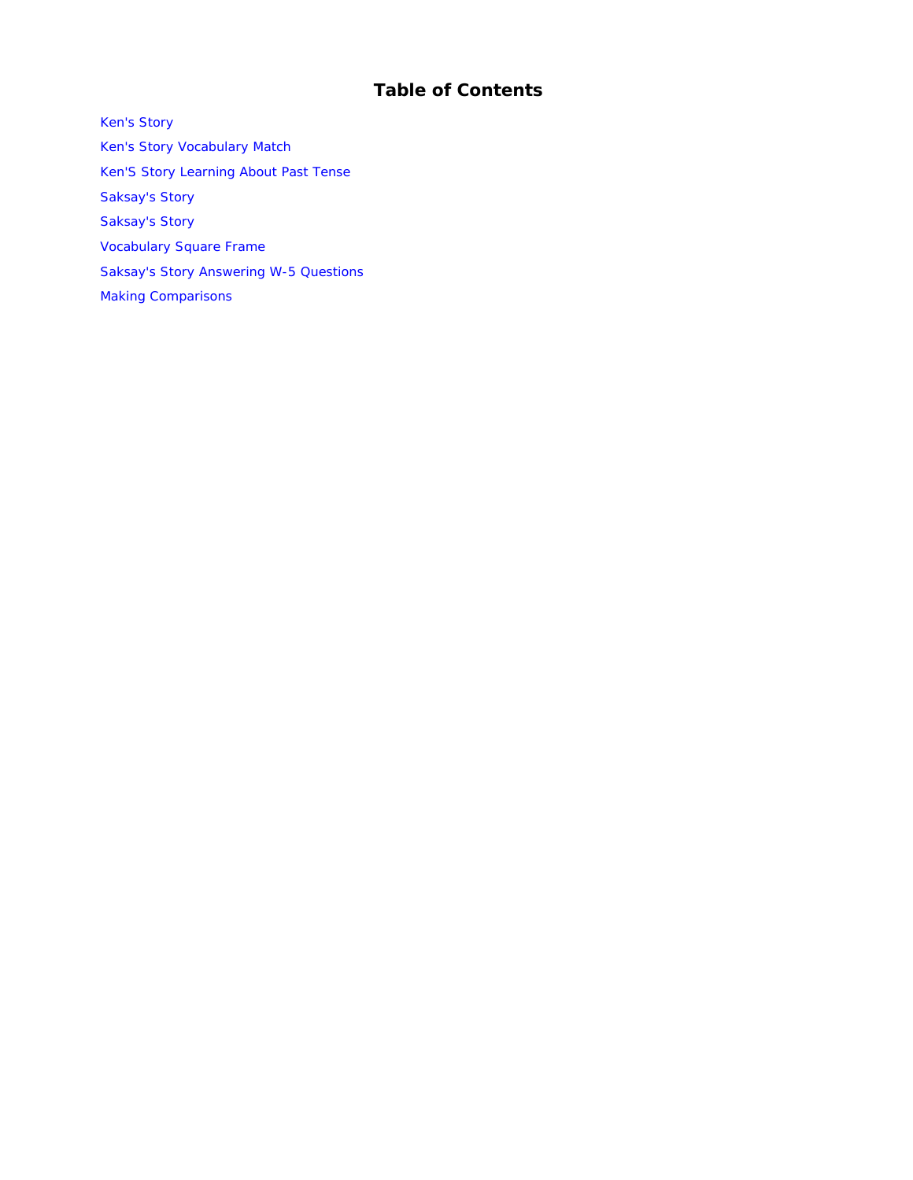# Table of Contents

- Ken's Story
- Ken's Story Vocabulary Match
- Ken'S Story Learning About Past Tense
- Saksay's Story
- Saksay's Story
- Vocabulary Square Frame
- Saksay's Story Answering W-5 Questions
- Making Comparisons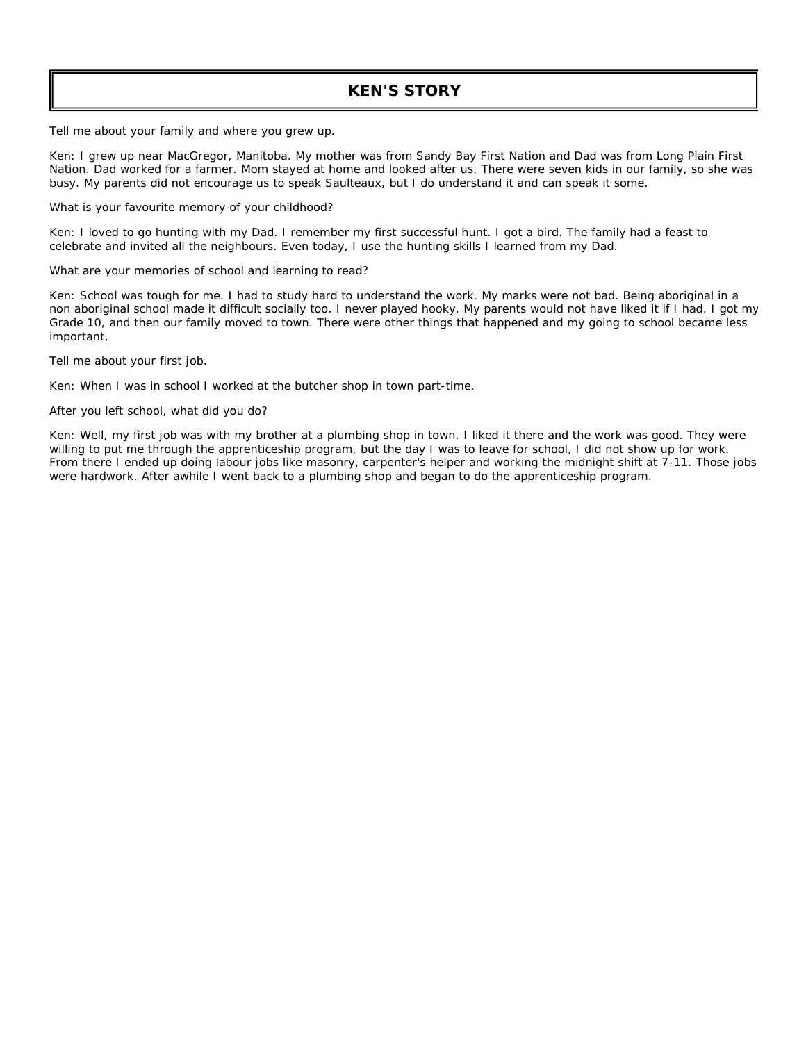# KEN'S STORY

Tell me about your family and where you grew up.

Ken: I grew up near MacGregor, Manitoba. My mother was from Sandy Bay First Nation and Dad was from Long Plain First Nation. Dad worked for a farmer. Mom stayed at home and looked after us. There were seven kids in our family, so she was busy. My parents did not encourage us to speak Saulteaux, but I do understand it and can speak it some.

What is your favourite memory of your childhood?

Ken: I loved to go hunting with my Dad. I remember my first successful hunt. I got a bird. The family had a feast to celebrate and invited all the neighbours. Even today, I use the hunting skills I learned from my Dad.

What are your memories of school and learning to read?

Ken: School was tough for me. I had to study hard to understand the work. My marks were not bad. Being aboriginal in a non aboriginal school made it difficult socially too. I never played hooky. My parents would not have liked it if I had. I got my Grade 10, and then our family moved to town. There were other things that happened and my going to school became less important.

Tell me about your first job.

Ken: When I was in school I worked at the butcher shop in town part-time.

After you left school, what did you do?

Ken: Well, my first job was with my brother at a plumbing shop in town. I liked it there and the work was good. They were willing to put me through the apprenticeship program, but the day I was to leave for school, I did not show up for work. From there I ended up doing labour jobs like masonry, carpenter's helper and working the midnight shift at 7-11. Those jobs were hardwork. After awhile I went back to a plumbing shop and began to do the apprenticeship program.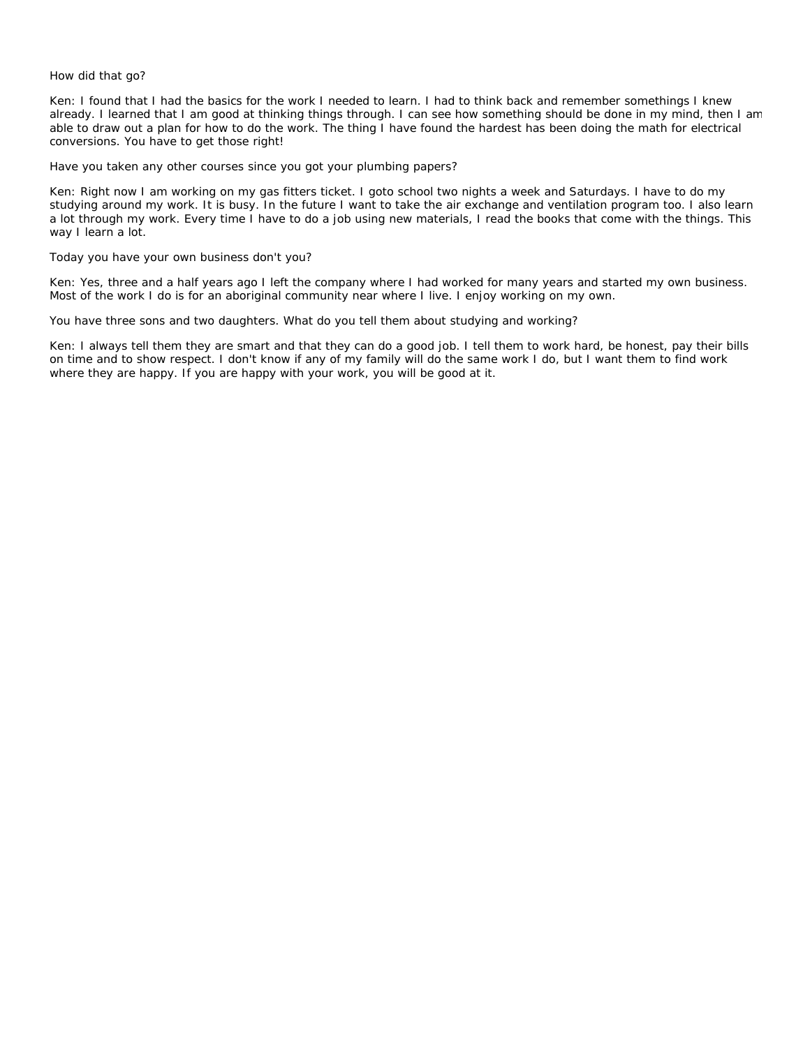How did that go?

Ken: I found that I had the basics for the work I needed to learn. I had to think back and remember somethings I knew already. I learned that I am good at thinking things through. I can see how something should be done in my mind, then I am able to draw out a plan for how to do the work. The thing I have found the hardest has been doing the math for electrical conversions. You have to get those right!

Have you taken any other courses since you got your plumbing papers?

Ken: Right now I am working on my gas fitters ticket. I goto school two nights a week and Saturdays. I have to do my studying around my work. It is busy. In the future I want to take the air exchange and ventilation program too. I also learn a lot through my work. Every time I have to do a job using new materials, I read the books that come with the things. This way I learn a lot.

Today you have your own business don't you?

Ken: Yes, three and a half years ago I left the company where I had worked for many years and started my own business. Most of the work I do is for an aboriginal community near where I live. I enjoy working on my own.

You have three sons and two daughters. What do you tell them about studying and working?

Ken: I always tell them they are smart and that they can do a good job. I tell them to work hard, be honest, pay their bills on time and to show respect. I don't know if any of my family will do the same work I do, but I want them to find work where they are happy. If you are happy with your work, you will be good at it.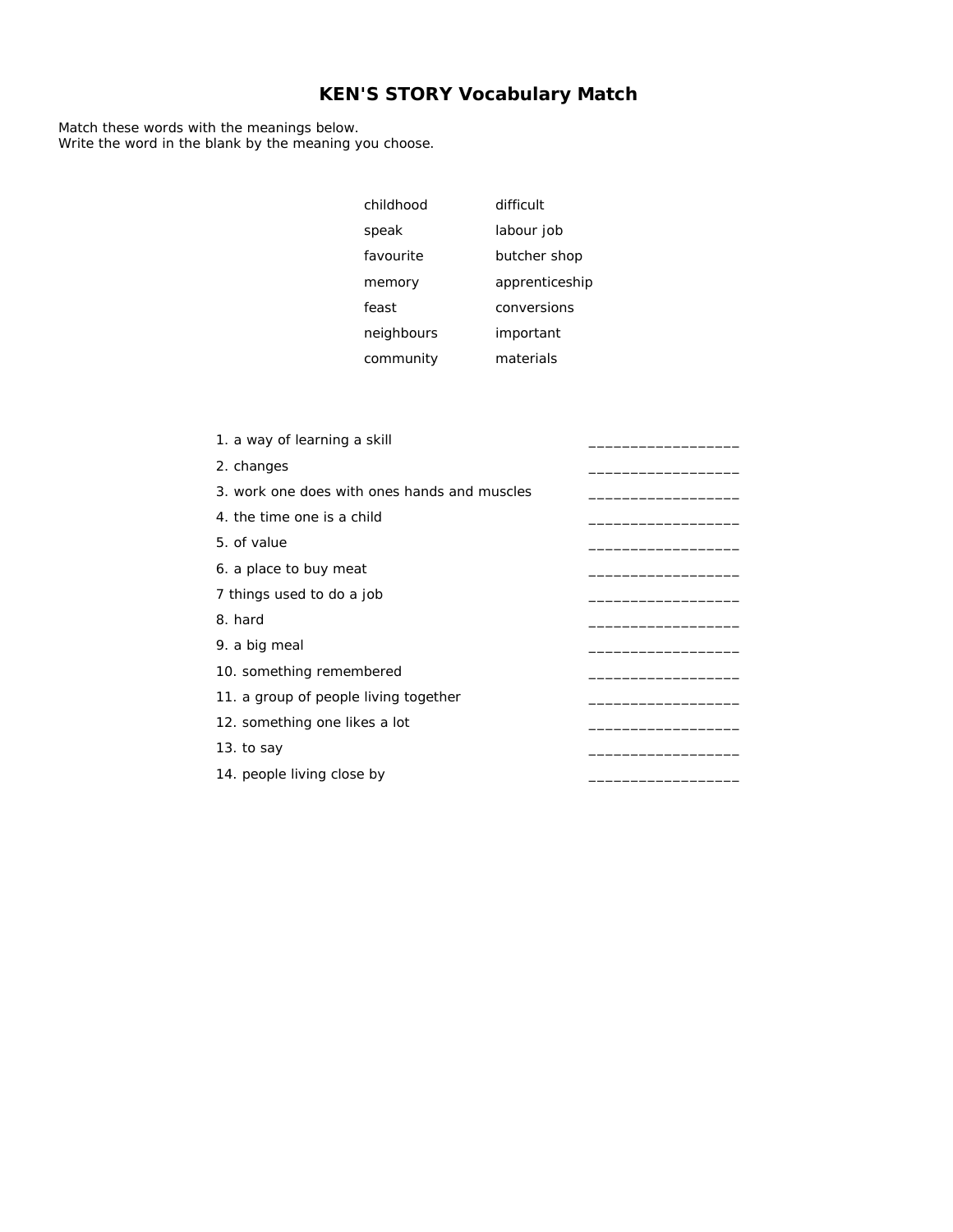# KEN'S STORY Vocabulary Match

Match these words with the meanings below.
Write the word in the blank by the meaning you choose.

| | |
|---|---|
| childhood | difficult |
| speak | labour job |
| favourite | butcher shop |
| memory | apprenticeship |
| feast | conversions |
| neighbours | important |
| community | materials |

1. a way of learning a skill ___________________
2. changes ___________________
3. work one does with ones hands and muscles ___________________
4. the time one is a child ___________________
5. of value ___________________
6. a place to buy meat ___________________
7 things used to do a job ___________________
8. hard ___________________
9. a big meal ___________________
10. something remembered ___________________
11. a group of people living together ___________________
12. something one likes a lot ___________________
13. to say ___________________
14. people living close by ___________________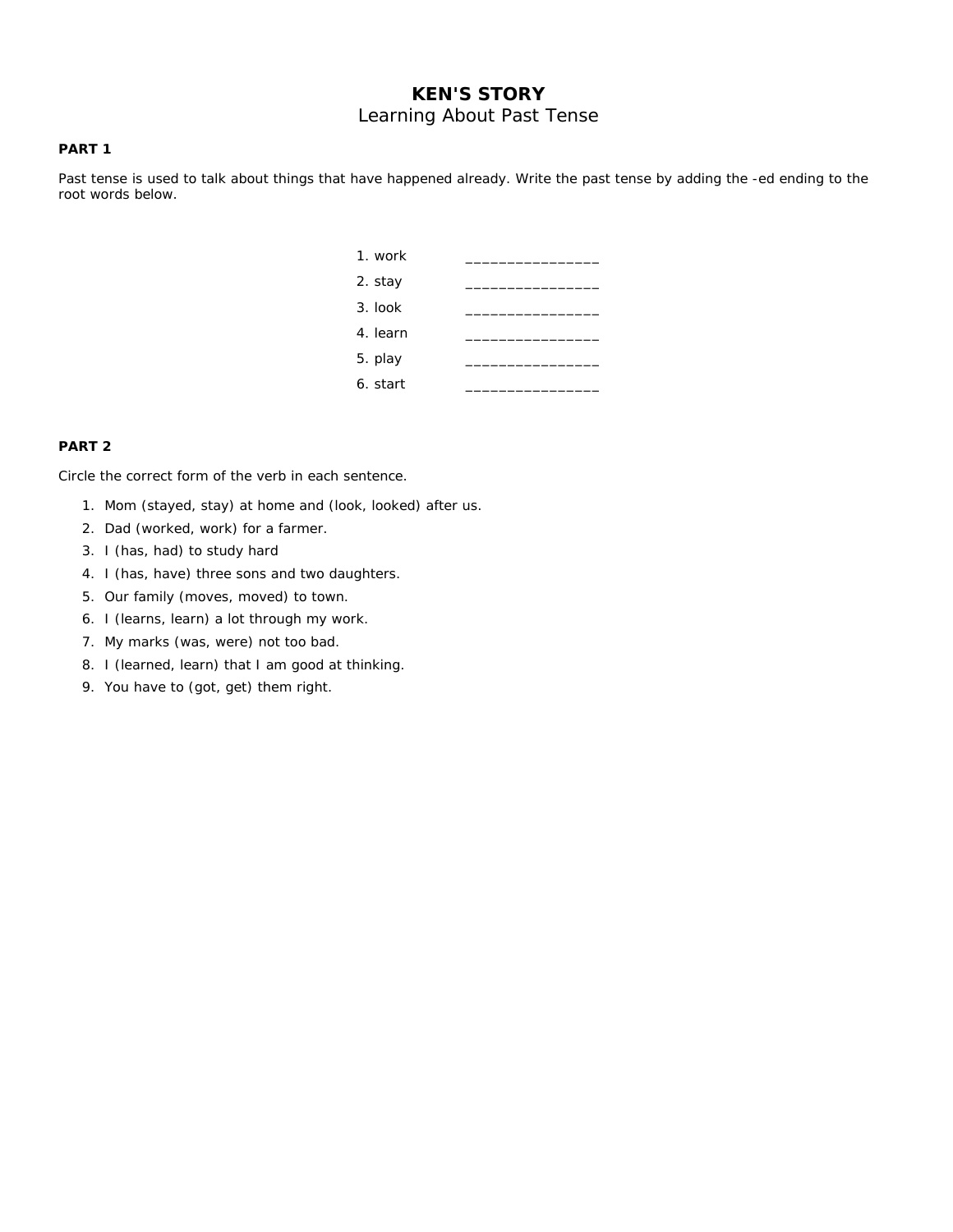# KEN'S STORY

## Learning About Past Tense

**PART 1**

Past tense is used to talk about things that have happened already. Write the past tense by adding the -ed ending to the root words below.

1. work ________________
2. stay ________________
3. look ________________
4. learn ________________
5. play ________________
6. start ________________

**PART 2**

Circle the correct form of the verb in each sentence.

1. Mom (stayed, stay) at home and (look, looked) after us.
2. Dad (worked, work) for a farmer.
3. I (has, had) to study hard
4. I (has, have) three sons and two daughters.
5. Our family (moves, moved) to town.
6. I (learns, learn) a lot through my work.
7. My marks (was, were) not too bad.
8. I (learned, learn) that I am good at thinking.
9. You have to (got, get) them right.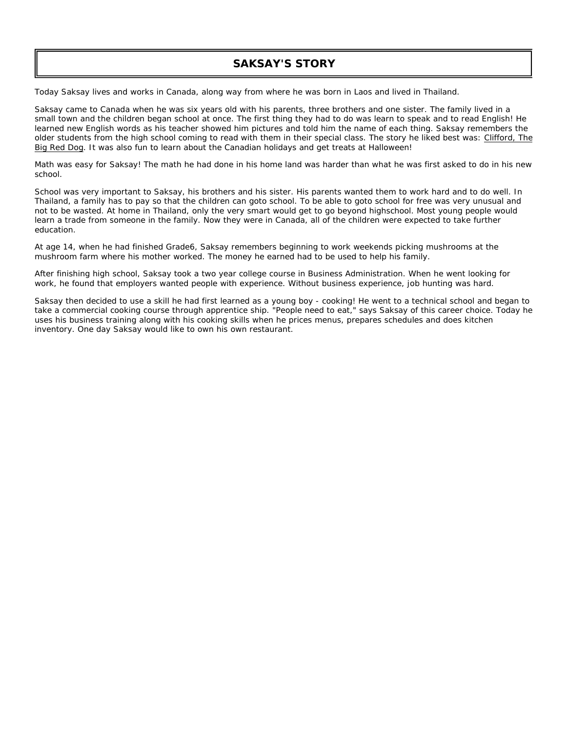# SAKSAY'S STORY

Today Saksay lives and works in Canada, along way from where he was born in Laos and lived in Thailand.

Saksay came to Canada when he was six years old with his parents, three brothers and one sister. The family lived in a small town and the children began school at once. The first thing they had to do was learn to speak and to read English! He learned new English words as his teacher showed him pictures and told him the name of each thing. Saksay remembers the older students from the high school coming to read with them in their special class. The story he liked best was: <u>Clifford, The Big Red Dog</u>. It was also fun to learn about the Canadian holidays and get treats at Halloween!

Math was easy for Saksay! The math he had done in his home land was harder than what he was first asked to do in his new school.

School was very important to Saksay, his brothers and his sister. His parents wanted them to work hard and to do well. In Thailand, a family has to pay so that the children can goto school. To be able to goto school for free was very unusual and not to be wasted. At home in Thailand, only the very smart would get to go beyond highschool. Most young people would learn a trade from someone in the family. Now they were in Canada, all of the children were expected to take further education.

At age 14, when he had finished Grade6, Saksay remembers beginning to work weekends picking mushrooms at the mushroom farm where his mother worked. The money he earned had to be used to help his family.

After finishing high school, Saksay took a two year college course in Business Administration. When he went looking for work, he found that employers wanted people with experience. Without business experience, job hunting was hard.

Saksay then decided to use a skill he had first learned as a young boy - cooking! He went to a technical school and began to take a commercial cooking course through apprentice ship. "People need to eat," says Saksay of this career choice. Today he uses his business training along with his cooking skills when he prices menus, prepares schedules and does kitchen inventory. One day Saksay would like to own his own restaurant.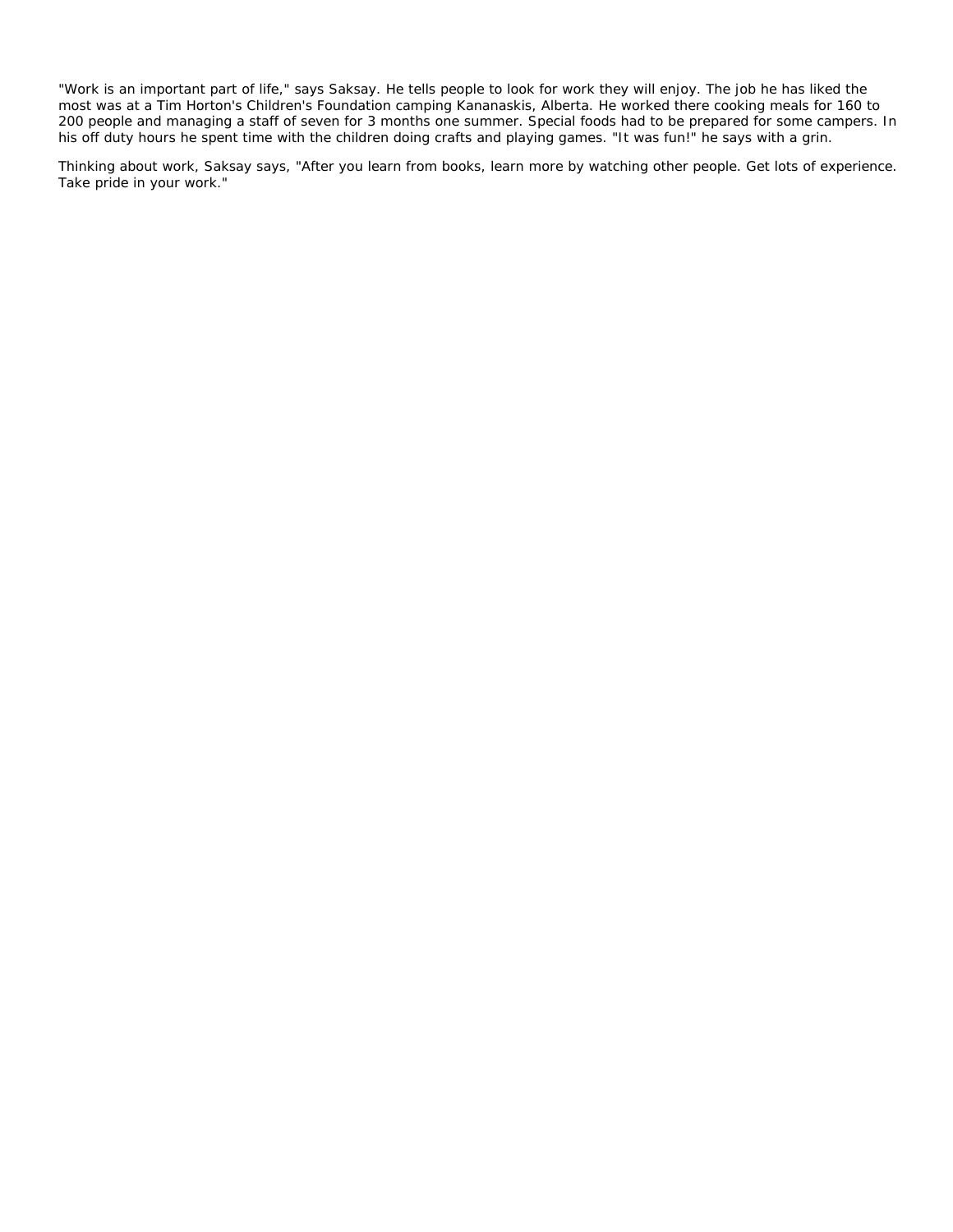"Work is an important part of life," says Saksay. He tells people to look for work they will enjoy. The job he has liked the most was at a Tim Horton's Children's Foundation camping Kananaskis, Alberta. He worked there cooking meals for 160 to 200 people and managing a staff of seven for 3 months one summer. Special foods had to be prepared for some campers. In his off duty hours he spent time with the children doing crafts and playing games. "It was fun!" he says with a grin.

Thinking about work, Saksay says, "After you learn from books, learn more by watching other people. Get lots of experience. Take pride in your work."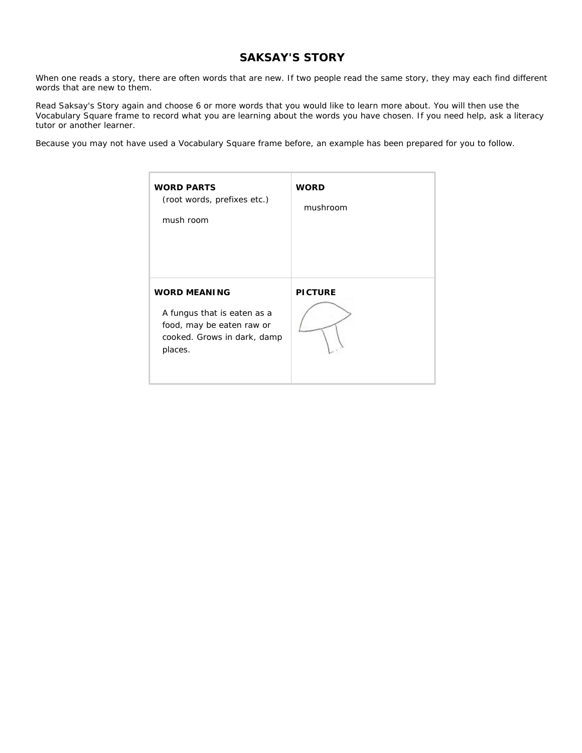# SAKSAY'S STORY

When one reads a story, there are often words that are new. If two people read the same story, they may each find different words that are new to them.

Read Saksay's Story again and choose 6 or more words that you would like to learn more about. You will then use the Vocabulary Square frame to record what you are learning about the words you have chosen. If you need help, ask a literacy tutor or another learner.

Because you may not have used a Vocabulary Square frame before, an example has been prepared for you to follow.

| **WORD PARTS** (root words, prefixes etc.) | **WORD** |
| --- | --- |
| mush room | mushroom |
| **WORD MEANING** | **PICTURE** |
| A fungus that is eaten as a food, may be eaten raw or cooked. Grows in dark, damp places. | |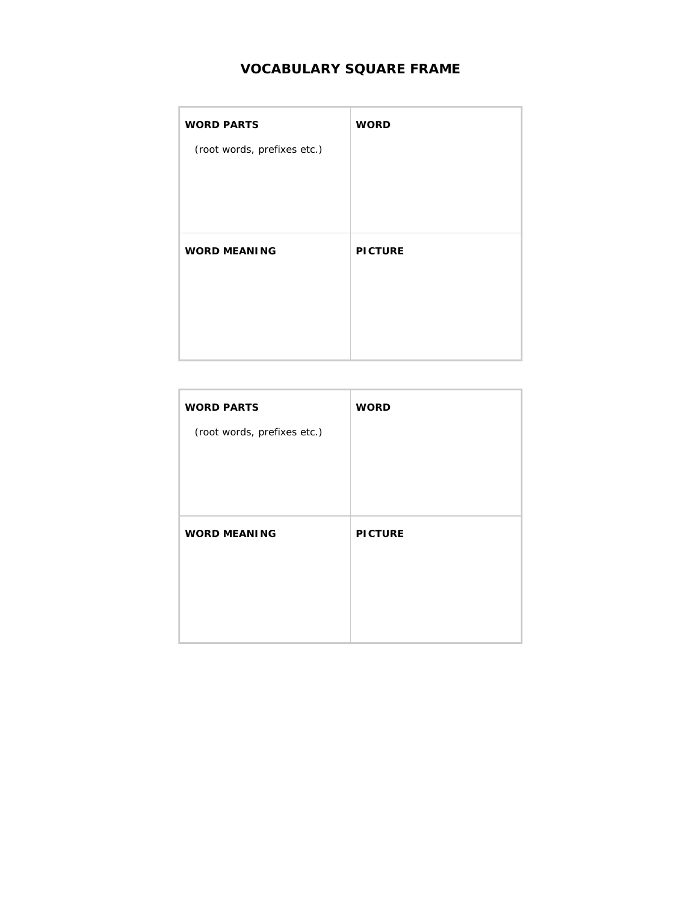# VOCABULARY SQUARE FRAME

| **WORD PARTS**<br>(root words, prefixes etc.) | **WORD** |
|---|---|
| **WORD MEANING** | **PICTURE** |

| **WORD PARTS**<br>(root words, prefixes etc.) | **WORD** |
|---|---|
| **WORD MEANING** | **PICTURE** |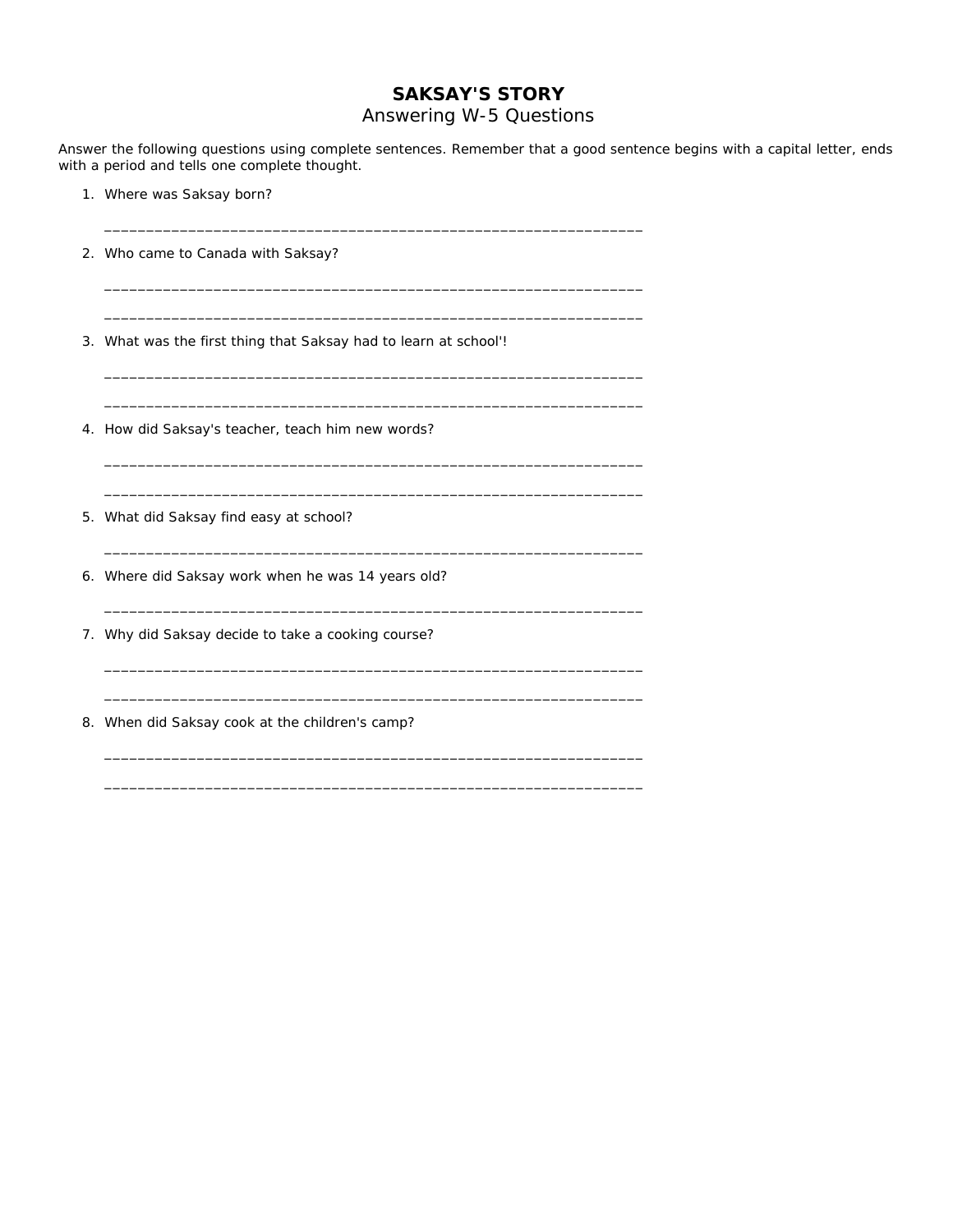# SAKSAY'S STORY

## Answering W-5 Questions

Answer the following questions using complete sentences. Remember that a good sentence begins with a capital letter, ends with a period and tells one complete thought.

1. Where was Saksay born?

   _________________________________________________________________

2. Who came to Canada with Saksay?

   _________________________________________________________________

   _________________________________________________________________

3. What was the first thing that Saksay had to learn at school'!

   _________________________________________________________________

   _________________________________________________________________

4. How did Saksay's teacher, teach him new words?

   _________________________________________________________________

   _________________________________________________________________

5. What did Saksay find easy at school?

   _________________________________________________________________

6. Where did Saksay work when he was 14 years old?

   _________________________________________________________________

7. Why did Saksay decide to take a cooking course?

   _________________________________________________________________

   _________________________________________________________________

8. When did Saksay cook at the children's camp?

   _________________________________________________________________

   _________________________________________________________________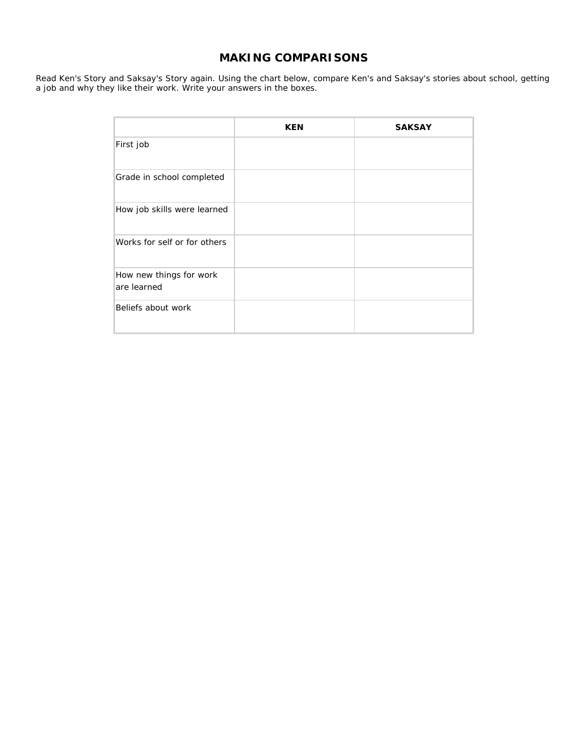# MAKING COMPARISONS

Read Ken's Story and Saksay's Story again. Using the chart below, compare Ken's and Saksay's stories about school, getting a job and why they like their work. Write your answers in the boxes.

| | KEN | SAKSAY |
|---|---|---|
| First job | | |
| Grade in school completed | | |
| How job skills were learned | | |
| Works for self or for others | | |
| How new things for work are learned | | |
| Beliefs about work | | |